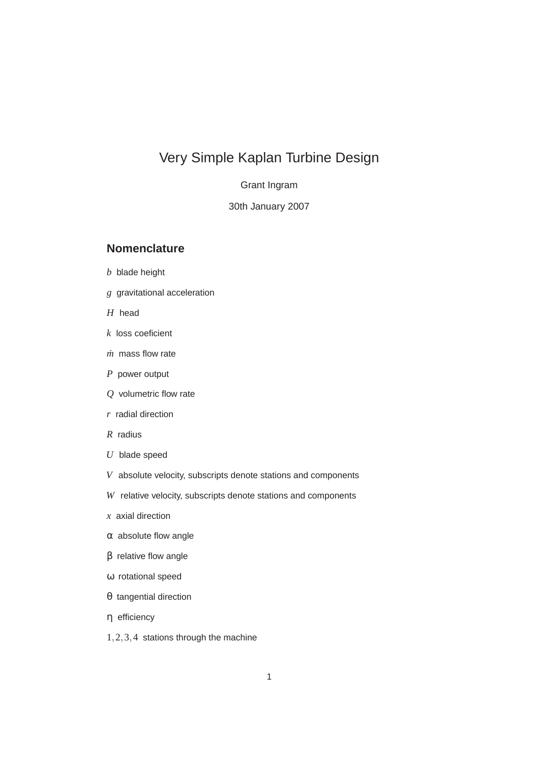# Very Simple Kaplan Turbine Design

Grant Ingram

30th January 2007

## Nomenclature

$b$ blade height

$g$ gravitational acceleration

$H$ head

$k$ loss coeficient

$\dot{m}$ mass flow rate

$P$ power output

$Q$ volumetric flow rate

$r$ radial direction

$R$ radius

$U$ blade speed

$V$ absolute velocity, subscripts denote stations and components

$W$ relative velocity, subscripts denote stations and components

$x$ axial direction

$\alpha$ absolute flow angle

$\beta$ relative flow angle

$\omega$ rotational speed

$\theta$ tangential direction

$\eta$ efficiency

$1,2,3,4$ stations through the machine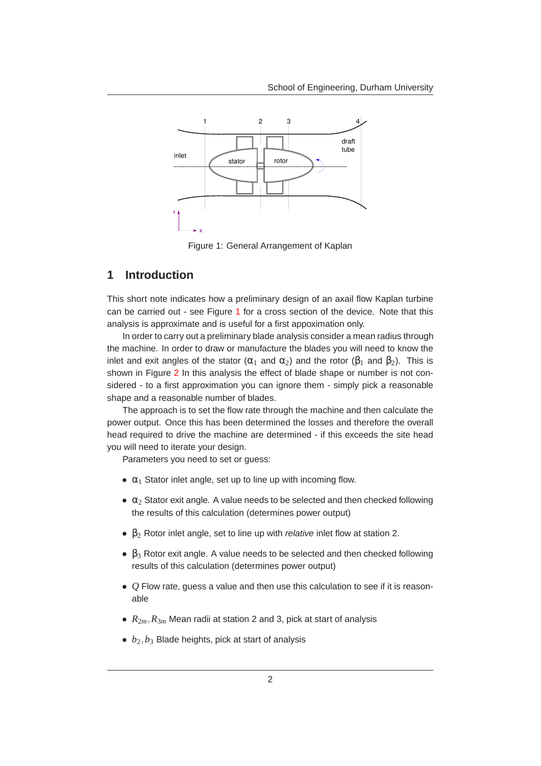Figure 1: General Arrangement of Kaplan

## 1 Introduction

This short note indicates how a preliminary design of an axail flow Kaplan turbine can be carried out - see Figure 1 for a cross section of the device. Note that this analysis is approximate and is useful for a first appoximation only.

In order to carry out a preliminary blade analysis consider a mean radius through the machine. In order to draw or manufacture the blades you will need to know the inlet and exit angles of the stator ($\alpha_1$ and $\alpha_2$) and the rotor ($\beta_1$ and $\beta_2$). This is shown in Figure 2 In this analysis the effect of blade shape or number is not considered - to a first approximation you can ignore them - simply pick a reasonable shape and a reasonable number of blades.

The approach is to set the flow rate through the machine and then calculate the power output. Once this has been determined the losses and therefore the overall head required to drive the machine are determined - if this exceeds the site head you will need to iterate your design.

Parameters you need to set or guess:

- $\alpha_1$ Stator inlet angle, set up to line up with incoming flow.
- $\alpha_2$ Stator exit angle. A value needs to be selected and then checked following the results of this calculation (determines power output)
- $\beta_2$ Rotor inlet angle, set to line up with *relative* inlet flow at station 2.
- $\beta_3$ Rotor exit angle. A value needs to be selected and then checked following results of this calculation (determines power output)
- $Q$ Flow rate, guess a value and then use this calculation to see if it is reasonable
- $R_{2m}, R_{3m}$ Mean radii at station 2 and 3, pick at start of analysis
- $b_2, b_3$ Blade heights, pick at start of analysis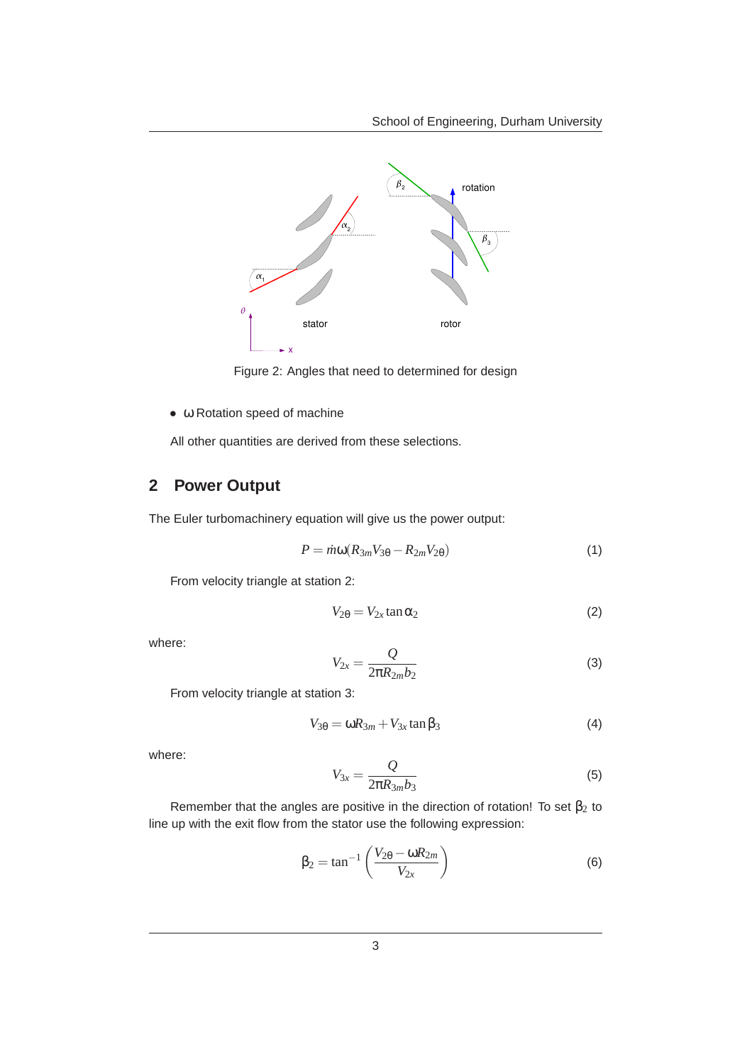Figure 2: Angles that need to determined for design

- $\omega$ Rotation speed of machine

All other quantities are derived from these selections.

## 2 Power Output

The Euler turbomachinery equation will give us the power output:

$$P = \dot{m}\omega(R_{3m}V_{3\theta} - R_{2m}V_{2\theta}) \tag{1}$$

From velocity triangle at station 2:

$$V_{2\theta} = V_{2x}\tan\alpha_2 \tag{2}$$

where:

$$V_{2x} = \frac{Q}{2\pi R_{2m}b_2} \tag{3}$$

From velocity triangle at station 3:

$$V_{3\theta} = \omega R_{3m} + V_{3x}\tan\beta_3 \tag{4}$$

where:

$$V_{3x} = \frac{Q}{2\pi R_{3m}b_3} \tag{5}$$

Remember that the angles are positive in the direction of rotation! To set $\beta_2$ to line up with the exit flow from the stator use the following expression:

$$\beta_2 = \tan^{-1}\left(\frac{V_{2\theta} - \omega R_{2m}}{V_{2x}}\right) \tag{6}$$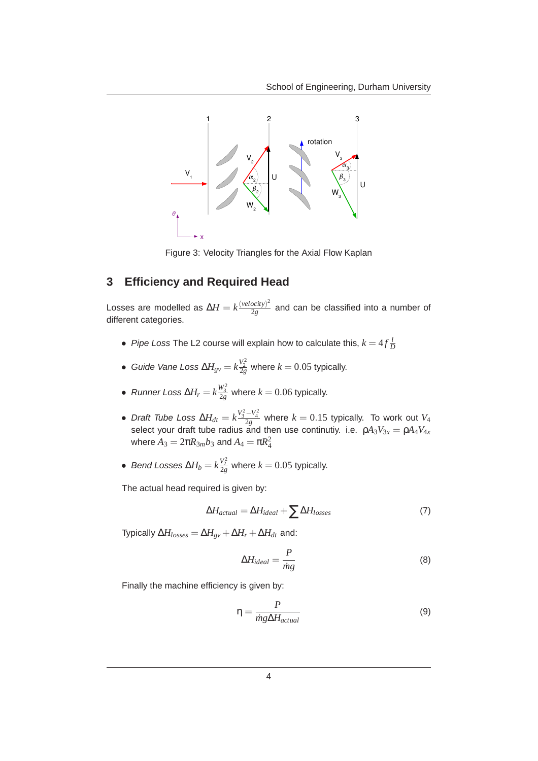1 2 3

rotation

$V_1$

$V_2$

$\alpha_2$

$\beta_2$

$W_2$

U

$V_3$

$\alpha_3$

$\beta_3$

$W_3$

U

$\theta$

x

Figure 3: Velocity Triangles for the Axial Flow Kaplan

## 3 Efficiency and Required Head

Losses are modelled as $\Delta H = k\frac{(velocity)^2}{2g}$ and can be classified into a number of different categories.

- *Pipe Loss* The L2 course will explain how to calculate this, $k = 4f\frac{l}{D}$
- *Guide Vane Loss* $\Delta H_{gv} = k\frac{V_2^2}{2g}$ where $k = 0.05$ typically.
- *Runner Loss* $\Delta H_r = k\frac{W_3^2}{2g}$ where $k = 0.06$ typically.
- *Draft Tube Loss* $\Delta H_{dt} = k\frac{V_3^2 - V_4^2}{2g}$ where $k = 0.15$ typically. To work out $V_4$ select your draft tube radius and then use continutiy. i.e. $\rho A_3 V_{3x} = \rho A_4 V_{4x}$ where $A_3 = 2\pi R_{3m} b_3$ and $A_4 = \pi R_4^2$
- *Bend Losses* $\Delta H_b = k\frac{V_2^2}{2g}$ where $k = 0.05$ typically.

The actual head required is given by:

$$\Delta H_{actual} = \Delta H_{ideal} + \sum \Delta H_{losses} \tag{7}$$

Typically $\Delta H_{losses} = \Delta H_{gv} + \Delta H_r + \Delta H_{dt}$ and:

$$\Delta H_{ideal} = \frac{P}{\dot{m}g} \tag{8}$$

Finally the machine efficiency is given by:

$$\eta = \frac{P}{\dot{m}g\Delta H_{actual}} \tag{9}$$